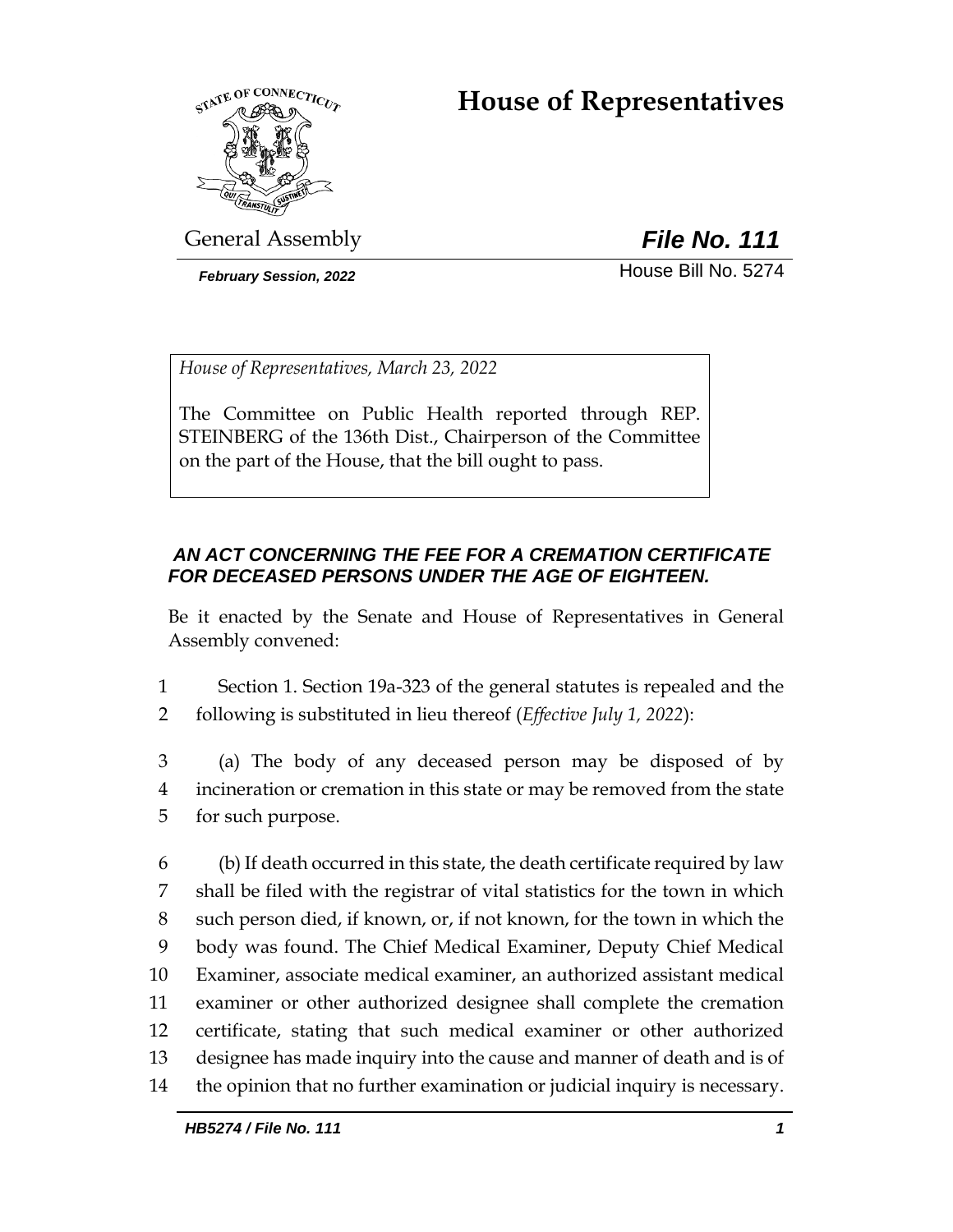# House of Representatives

General Assembly

***File No. 111***

***February Session, 2022***

House Bill No. 5274

*House of Representatives, March 23, 2022*

The Committee on Public Health reported through REP. STEINBERG of the 136th Dist., Chairperson of the Committee on the part of the House, that the bill ought to pass.

### *AN ACT CONCERNING THE FEE FOR A CREMATION CERTIFICATE FOR DECEASED PERSONS UNDER THE AGE OF EIGHTEEN.*

Be it enacted by the Senate and House of Representatives in General Assembly convened:

1 Section 1. Section 19a-323 of the general statutes is repealed and the
2 following is substituted in lieu thereof (*Effective July 1, 2022*):

3 (a) The body of any deceased person may be disposed of by
4 incineration or cremation in this state or may be removed from the state
5 for such purpose.

6 (b) If death occurred in this state, the death certificate required by law
7 shall be filed with the registrar of vital statistics for the town in which
8 such person died, if known, or, if not known, for the town in which the
9 body was found. The Chief Medical Examiner, Deputy Chief Medical
10 Examiner, associate medical examiner, an authorized assistant medical
11 examiner or other authorized designee shall complete the cremation
12 certificate, stating that such medical examiner or other authorized
13 designee has made inquiry into the cause and manner of death and is of
14 the opinion that no further examination or judicial inquiry is necessary.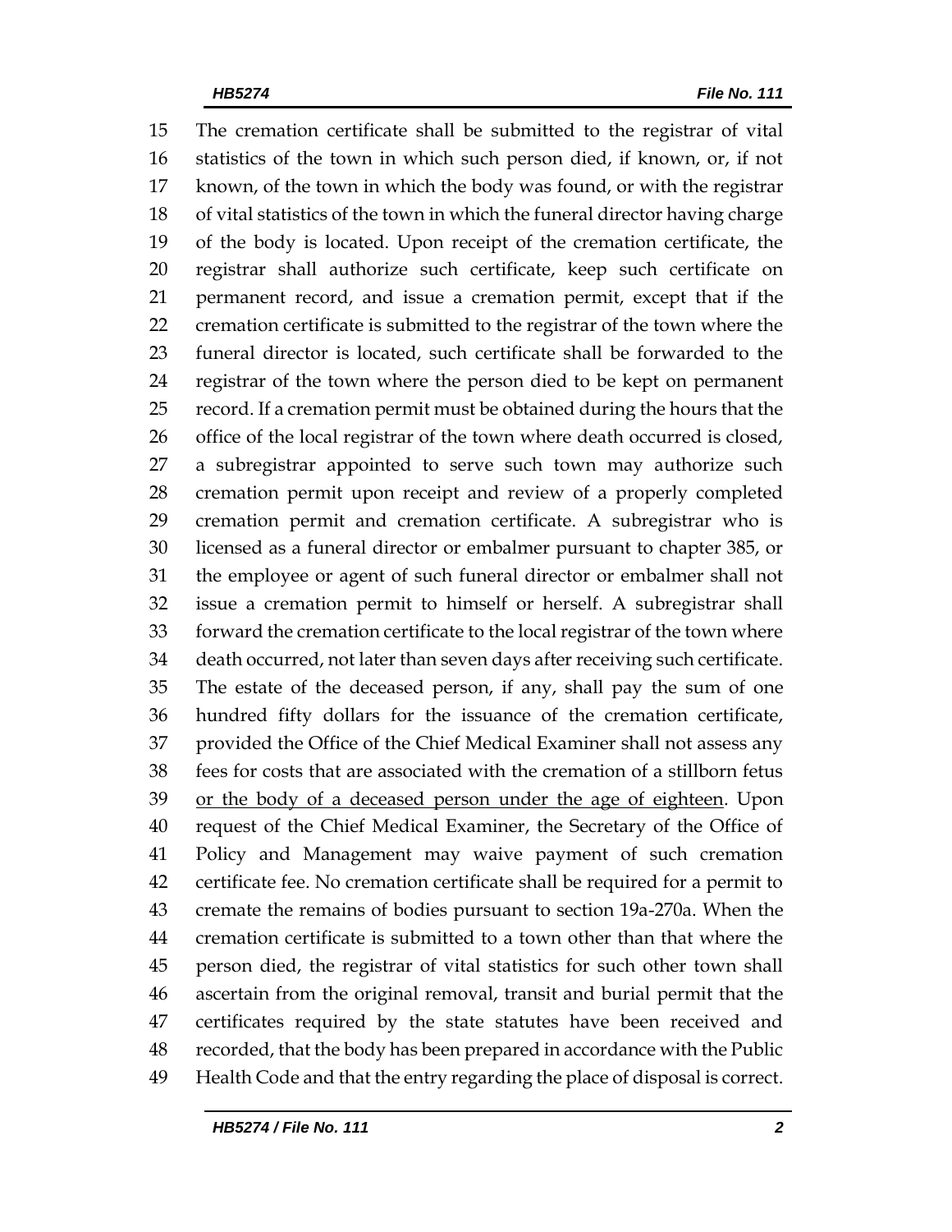The cremation certificate shall be submitted to the registrar of vital statistics of the town in which such person died, if known, or, if not known, of the town in which the body was found, or with the registrar of vital statistics of the town in which the funeral director having charge of the body is located. Upon receipt of the cremation certificate, the registrar shall authorize such certificate, keep such certificate on permanent record, and issue a cremation permit, except that if the cremation certificate is submitted to the registrar of the town where the funeral director is located, such certificate shall be forwarded to the registrar of the town where the person died to be kept on permanent record. If a cremation permit must be obtained during the hours that the office of the local registrar of the town where death occurred is closed, a subregistrar appointed to serve such town may authorize such cremation permit upon receipt and review of a properly completed cremation permit and cremation certificate. A subregistrar who is licensed as a funeral director or embalmer pursuant to chapter 385, or the employee or agent of such funeral director or embalmer shall not issue a cremation permit to himself or herself. A subregistrar shall forward the cremation certificate to the local registrar of the town where death occurred, not later than seven days after receiving such certificate. The estate of the deceased person, if any, shall pay the sum of one hundred fifty dollars for the issuance of the cremation certificate, provided the Office of the Chief Medical Examiner shall not assess any fees for costs that are associated with the cremation of a stillborn fetus <u>or the body of a deceased person under the age of eighteen</u>. Upon request of the Chief Medical Examiner, the Secretary of the Office of Policy and Management may waive payment of such cremation certificate fee. No cremation certificate shall be required for a permit to cremate the remains of bodies pursuant to section 19a-270a. When the cremation certificate is submitted to a town other than that where the person died, the registrar of vital statistics for such other town shall ascertain from the original removal, transit and burial permit that the certificates required by the state statutes have been received and recorded, that the body has been prepared in accordance with the Public Health Code and that the entry regarding the place of disposal is correct.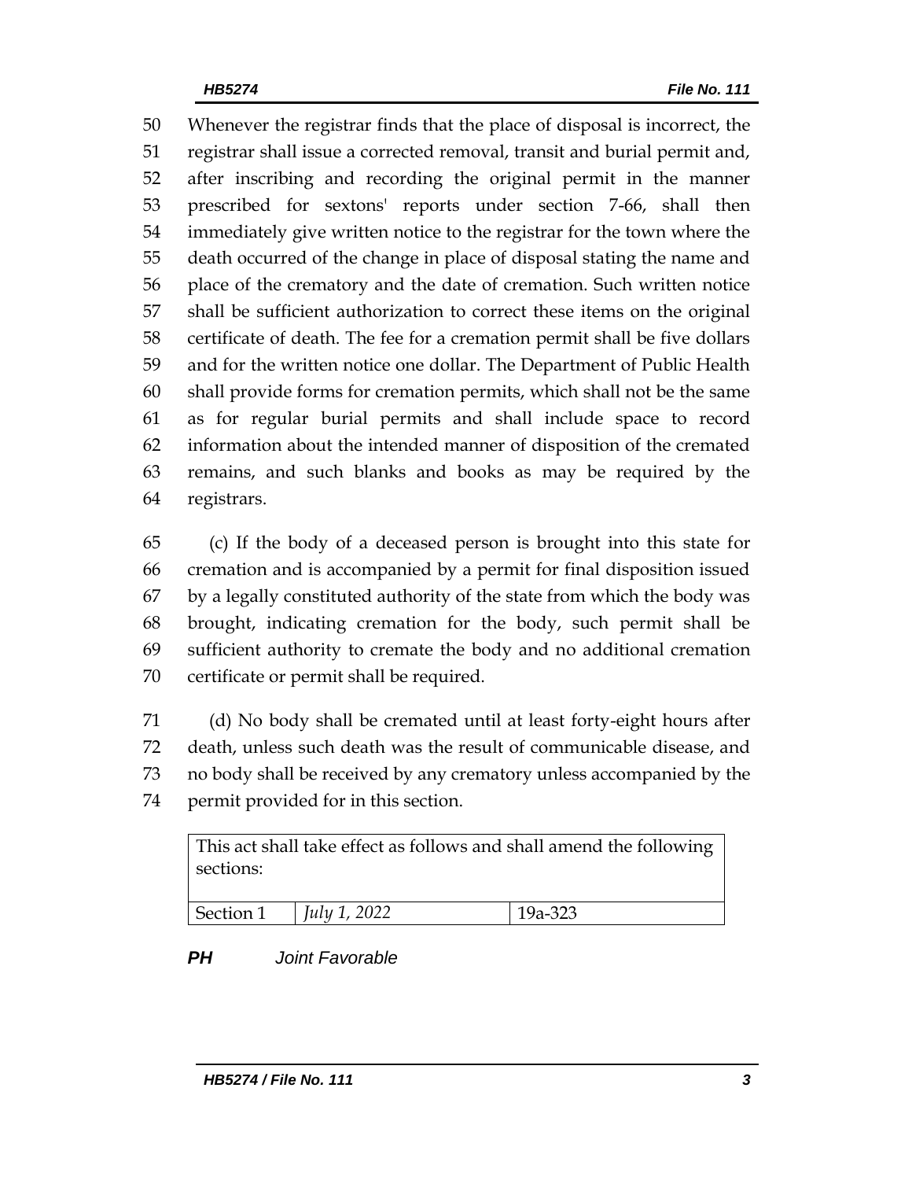Whenever the registrar finds that the place of disposal is incorrect, the registrar shall issue a corrected removal, transit and burial permit and, after inscribing and recording the original permit in the manner prescribed for sextons' reports under section 7-66, shall then immediately give written notice to the registrar for the town where the death occurred of the change in place of disposal stating the name and place of the crematory and the date of cremation. Such written notice shall be sufficient authorization to correct these items on the original certificate of death. The fee for a cremation permit shall be five dollars and for the written notice one dollar. The Department of Public Health shall provide forms for cremation permits, which shall not be the same as for regular burial permits and shall include space to record information about the intended manner of disposition of the cremated remains, and such blanks and books as may be required by the registrars.

(c) If the body of a deceased person is brought into this state for cremation and is accompanied by a permit for final disposition issued by a legally constituted authority of the state from which the body was brought, indicating cremation for the body, such permit shall be sufficient authority to cremate the body and no additional cremation certificate or permit shall be required.

(d) No body shall be cremated until at least forty-eight hours after death, unless such death was the result of communicable disease, and no body shall be received by any crematory unless accompanied by the permit provided for in this section.

| This act shall take effect as follows and shall amend the following sections: | | |
|---|---|---|
| Section 1 | *July 1, 2022* | 19a-323 |

***PH*** *Joint Favorable*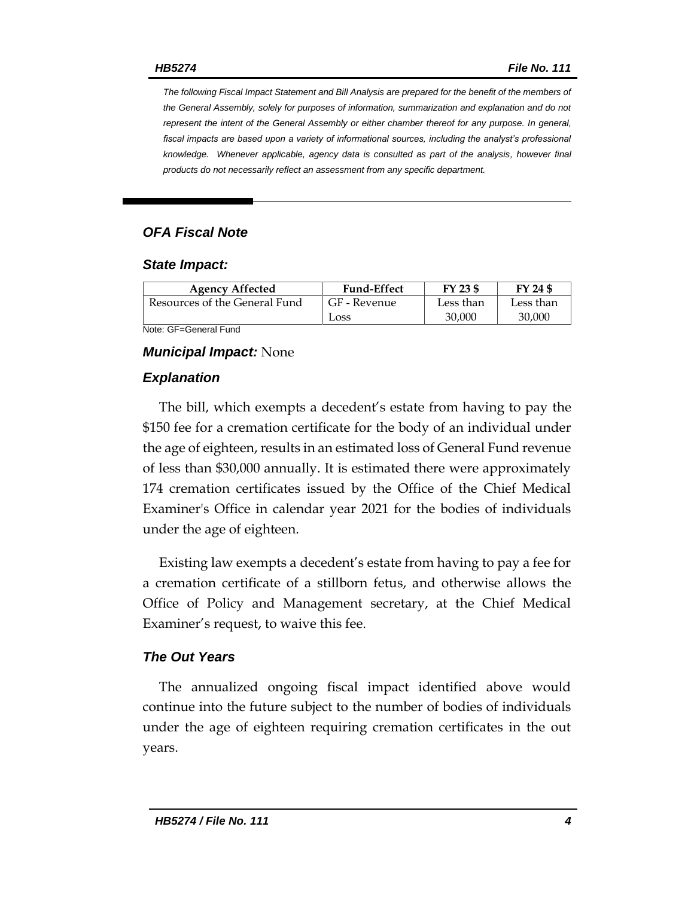*The following Fiscal Impact Statement and Bill Analysis are prepared for the benefit of the members of the General Assembly, solely for purposes of information, summarization and explanation and do not represent the intent of the General Assembly or either chamber thereof for any purpose. In general, fiscal impacts are based upon a variety of informational sources, including the analyst's professional knowledge. Whenever applicable, agency data is consulted as part of the analysis, however final products do not necessarily reflect an assessment from any specific department.*

## OFA Fiscal Note

### State Impact:

| Agency Affected | Fund-Effect | FY 23 $ | FY 24 $ |
|---|---|---|---|
| Resources of the General Fund | GF - Revenue Loss | Less than 30,000 | Less than 30,000 |

Note: GF=General Fund

### Municipal Impact: None

### Explanation

The bill, which exempts a decedent's estate from having to pay the $150 fee for a cremation certificate for the body of an individual under the age of eighteen, results in an estimated loss of General Fund revenue of less than $30,000 annually. It is estimated there were approximately 174 cremation certificates issued by the Office of the Chief Medical Examiner's Office in calendar year 2021 for the bodies of individuals under the age of eighteen.

Existing law exempts a decedent's estate from having to pay a fee for a cremation certificate of a stillborn fetus, and otherwise allows the Office of Policy and Management secretary, at the Chief Medical Examiner's request, to waive this fee.

### The Out Years

The annualized ongoing fiscal impact identified above would continue into the future subject to the number of bodies of individuals under the age of eighteen requiring cremation certificates in the out years.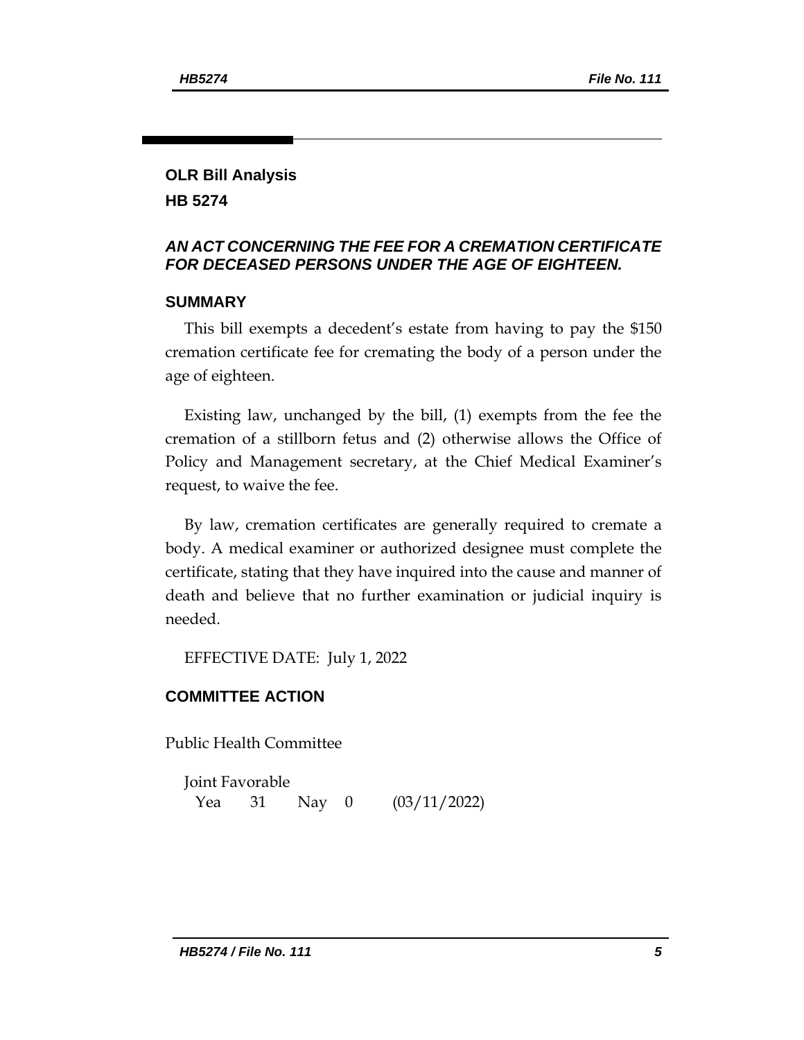## OLR Bill Analysis

## HB 5274

### *AN ACT CONCERNING THE FEE FOR A CREMATION CERTIFICATE FOR DECEASED PERSONS UNDER THE AGE OF EIGHTEEN.*

### SUMMARY

This bill exempts a decedent's estate from having to pay the $150 cremation certificate fee for cremating the body of a person under the age of eighteen.

Existing law, unchanged by the bill, (1) exempts from the fee the cremation of a stillborn fetus and (2) otherwise allows the Office of Policy and Management secretary, at the Chief Medical Examiner's request, to waive the fee.

By law, cremation certificates are generally required to cremate a body. A medical examiner or authorized designee must complete the certificate, stating that they have inquired into the cause and manner of death and believe that no further examination or judicial inquiry is needed.

EFFECTIVE DATE: July 1, 2022

### COMMITTEE ACTION

Public Health Committee

| | | | | |
|---|---|---|---|---|
| Joint Favorable | | | | |
| Yea | 31 | Nay | 0 | (03/11/2022) |